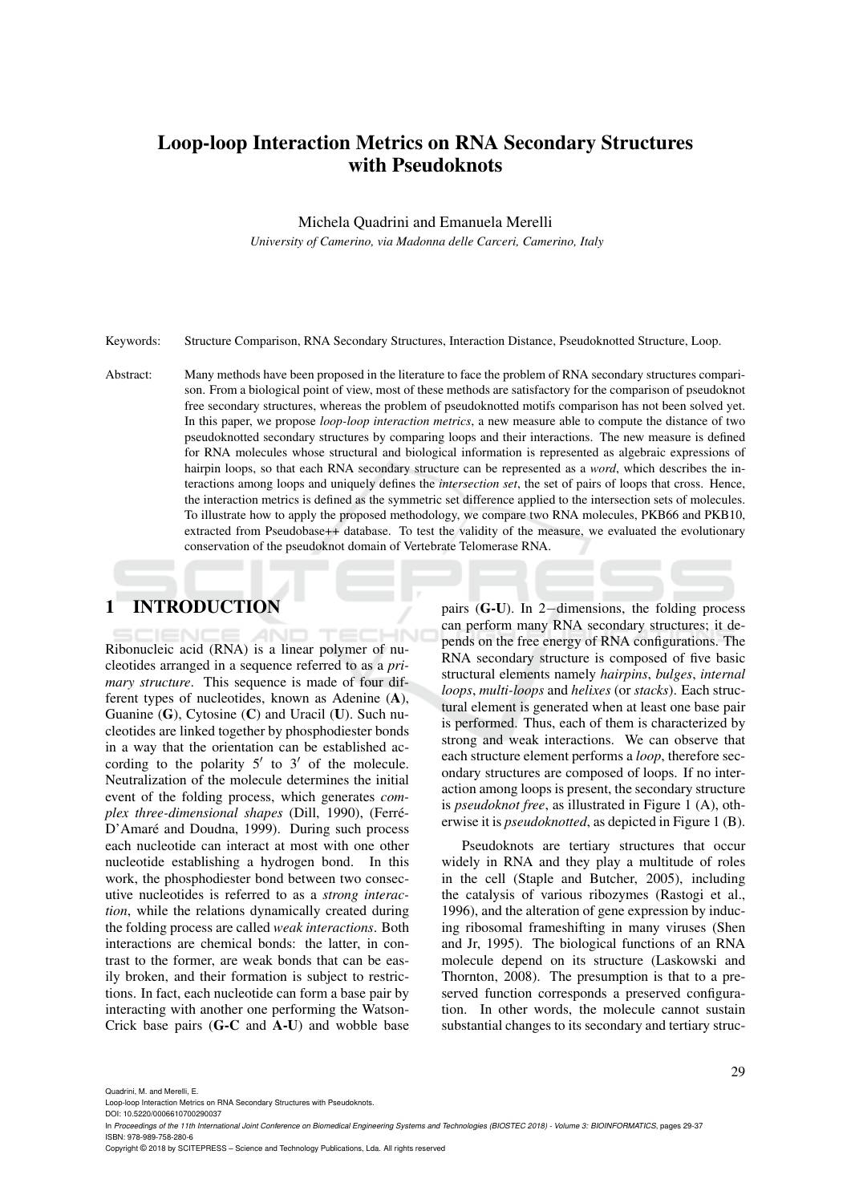# Loop-loop Interaction Metrics on RNA Secondary Structures with Pseudoknots

Michela Quadrini and Emanuela Merelli

*University of Camerino, via Madonna delle Carceri, Camerino, Italy*

Keywords: Structure Comparison, RNA Secondary Structures, Interaction Distance, Pseudoknotted Structure, Loop.

Abstract: Many methods have been proposed in the literature to face the problem of RNA secondary structures comparison. From a biological point of view, most of these methods are satisfactory for the comparison of pseudoknot free secondary structures, whereas the problem of pseudoknotted motifs comparison has not been solved yet. In this paper, we propose *loop-loop interaction metrics*, a new measure able to compute the distance of two pseudoknotted secondary structures by comparing loops and their interactions. The new measure is defined for RNA molecules whose structural and biological information is represented as algebraic expressions of hairpin loops, so that each RNA secondary structure can be represented as a *word*, which describes the interactions among loops and uniquely defines the *intersection set*, the set of pairs of loops that cross. Hence, the interaction metrics is defined as the symmetric set difference applied to the intersection sets of molecules. To illustrate how to apply the proposed methodology, we compare two RNA molecules, PKB66 and PKB10, extracted from Pseudobase++ database. To test the validity of the measure, we evaluated the evolutionary conservation of the pseudoknot domain of Vertebrate Telomerase RNA.

## 1 INTRODUCTION

Ribonucleic acid (RNA) is a linear polymer of nucleotides arranged in a sequence referred to as a *primary structure*. This sequence is made of four different types of nucleotides, known as Adenine (**A**), Guanine (**G**), Cytosine (**C**) and Uracil (**U**). Such nucleotides are linked together by phosphodiester bonds in a way that the orientation can be established according to the polarity $5'$ to $3'$ of the molecule. Neutralization of the molecule determines the initial event of the folding process, which generates *complex three-dimensional shapes* (Dill, 1990), (Ferré-D'Amaré and Doudna, 1999). During such process each nucleotide can interact at most with one other nucleotide establishing a hydrogen bond. In this work, the phosphodiester bond between two consecutive nucleotides is referred to as a *strong interaction*, while the relations dynamically created during the folding process are called *weak interactions*. Both interactions are chemical bonds: the latter, in contrast to the former, are weak bonds that can be easily broken, and their formation is subject to restrictions. In fact, each nucleotide can form a base pair by interacting with another one performing the Watson-Crick base pairs (**G-C** and **A-U**) and wobble base pairs (**G-U**). In $2-$dimensions, the folding process can perform many RNA secondary structures; it depends on the free energy of RNA configurations. The RNA secondary structure is composed of five basic structural elements namely *hairpins*, *bulges*, *internal loops*, *multi-loops* and *helixes* (or *stacks*). Each structural element is generated when at least one base pair is performed. Thus, each of them is characterized by strong and weak interactions. We can observe that each structure element performs a *loop*, therefore secondary structures are composed of loops. If no interaction among loops is present, the secondary structure is *pseudoknot free*, as illustrated in Figure 1 (A), otherwise it is *pseudoknotted*, as depicted in Figure 1 (B).

Pseudoknots are tertiary structures that occur widely in RNA and they play a multitude of roles in the cell (Staple and Butcher, 2005), including the catalysis of various ribozymes (Rastogi et al., 1996), and the alteration of gene expression by inducing ribosomal frameshifting in many viruses (Shen and Jr, 1995). The biological functions of an RNA molecule depend on its structure (Laskowski and Thornton, 2008). The presumption is that to a preserved function corresponds a preserved configuration. In other words, the molecule cannot sustain substantial changes to its secondary and tertiary struc-

Quadrini, M. and Merelli, E.
Loop-loop Interaction Metrics on RNA Secondary Structures with Pseudoknots.
DOI: 10.5220/0006610700290037
In *Proceedings of the 11th International Joint Conference on Biomedical Engineering Systems and Technologies (BIOSTEC 2018) - Volume 3: BIOINFORMATICS*, pages 29-37
ISBN: 978-989-758-280-6
Copyright © 2018 by SCITEPRESS – Science and Technology Publications, Lda. All rights reserved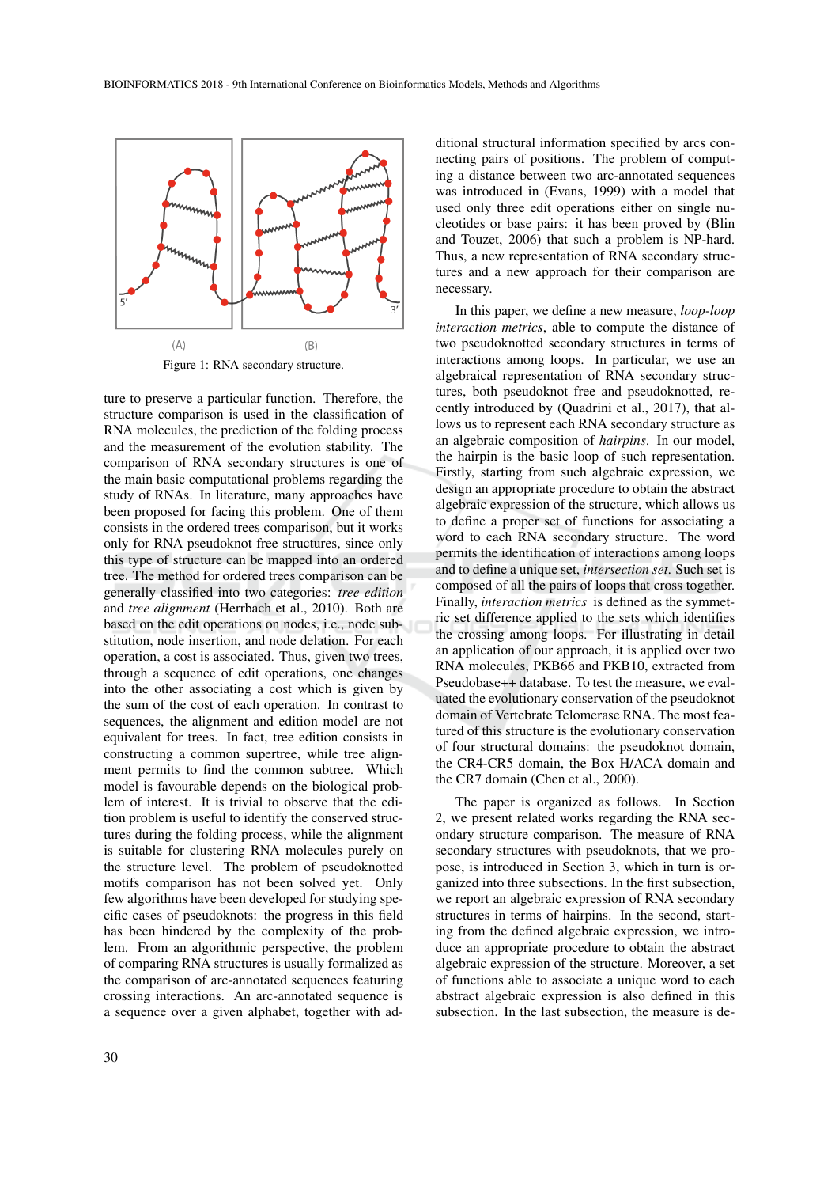Figure 1: RNA secondary structure.

ture to preserve a particular function. Therefore, the structure comparison is used in the classification of RNA molecules, the prediction of the folding process and the measurement of the evolution stability. The comparison of RNA secondary structures is one of the main basic computational problems regarding the study of RNAs. In literature, many approaches have been proposed for facing this problem. One of them consists in the ordered trees comparison, but it works only for RNA pseudoknot free structures, since only this type of structure can be mapped into an ordered tree. The method for ordered trees comparison can be generally classified into two categories: *tree edition* and *tree alignment* (Herrbach et al., 2010). Both are based on the edit operations on nodes, i.e., node substitution, node insertion, and node delation. For each operation, a cost is associated. Thus, given two trees, through a sequence of edit operations, one changes into the other associating a cost which is given by the sum of the cost of each operation. In contrast to sequences, the alignment and edition model are not equivalent for trees. In fact, tree edition consists in constructing a common supertree, while tree alignment permits to find the common subtree. Which model is favourable depends on the biological problem of interest. It is trivial to observe that the edition problem is useful to identify the conserved structures during the folding process, while the alignment is suitable for clustering RNA molecules purely on the structure level. The problem of pseudoknotted motifs comparison has not been solved yet. Only few algorithms have been developed for studying specific cases of pseudoknots: the progress in this field has been hindered by the complexity of the problem. From an algorithmic perspective, the problem of comparing RNA structures is usually formalized as the comparison of arc-annotated sequences featuring crossing interactions. An arc-annotated sequence is a sequence over a given alphabet, together with additional structural information specified by arcs connecting pairs of positions. The problem of computing a distance between two arc-annotated sequences was introduced in (Evans, 1999) with a model that used only three edit operations either on single nucleotides or base pairs: it has been proved by (Blin and Touzet, 2006) that such a problem is NP-hard. Thus, a new representation of RNA secondary structures and a new approach for their comparison are necessary.

In this paper, we define a new measure, *loop-loop interaction metrics*, able to compute the distance of two pseudoknotted secondary structures in terms of interactions among loops. In particular, we use an algebraical representation of RNA secondary structures, both pseudoknot free and pseudoknotted, recently introduced by (Quadrini et al., 2017), that allows us to represent each RNA secondary structure as an algebraic composition of *hairpins*. In our model, the hairpin is the basic loop of such representation. Firstly, starting from such algebraic expression, we design an appropriate procedure to obtain the abstract algebraic expression of the structure, which allows us to define a proper set of functions for associating a word to each RNA secondary structure. The word permits the identification of interactions among loops and to define a unique set, *intersection set*. Such set is composed of all the pairs of loops that cross together. Finally, *interaction metrics* is defined as the symmetric set difference applied to the sets which identifies the crossing among loops. For illustrating in detail an application of our approach, it is applied over two RNA molecules, PKB66 and PKB10, extracted from Pseudobase++ database. To test the measure, we evaluated the evolutionary conservation of the pseudoknot domain of Vertebrate Telomerase RNA. The most featured of this structure is the evolutionary conservation of four structural domains: the pseudoknot domain, the CR4-CR5 domain, the Box H/ACA domain and the CR7 domain (Chen et al., 2000).

The paper is organized as follows. In Section 2, we present related works regarding the RNA secondary structure comparison. The measure of RNA secondary structures with pseudoknots, that we propose, is introduced in Section 3, which in turn is organized into three subsections. In the first subsection, we report an algebraic expression of RNA secondary structures in terms of hairpins. In the second, starting from the defined algebraic expression, we introduce an appropriate procedure to obtain the abstract algebraic expression of the structure. Moreover, a set of functions able to associate a unique word to each abstract algebraic expression is also defined in this subsection. In the last subsection, the measure is de-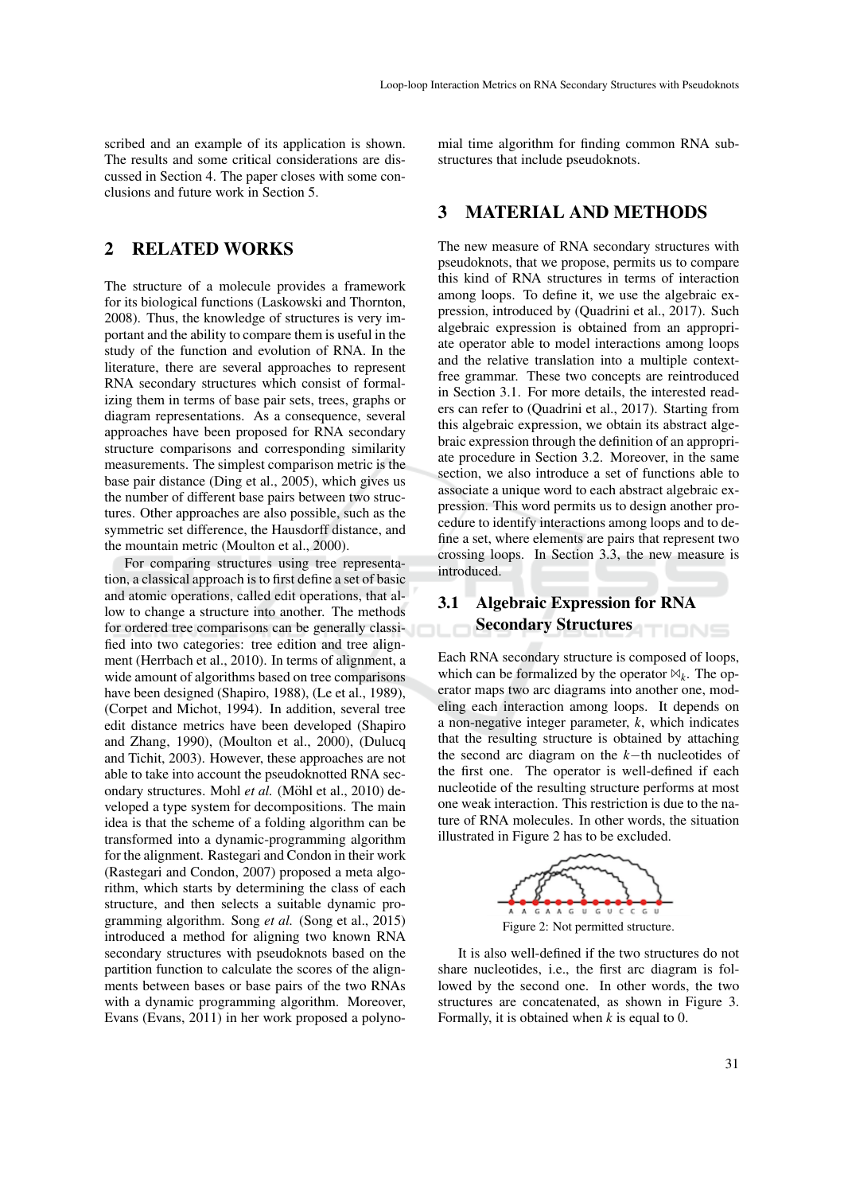scribed and an example of its application is shown. The results and some critical considerations are discussed in Section 4. The paper closes with some conclusions and future work in Section 5.

## 2 RELATED WORKS

The structure of a molecule provides a framework for its biological functions (Laskowski and Thornton, 2008). Thus, the knowledge of structures is very important and the ability to compare them is useful in the study of the function and evolution of RNA. In the literature, there are several approaches to represent RNA secondary structures which consist of formalizing them in terms of base pair sets, trees, graphs or diagram representations. As a consequence, several approaches have been proposed for RNA secondary structure comparisons and corresponding similarity measurements. The simplest comparison metric is the base pair distance (Ding et al., 2005), which gives us the number of different base pairs between two structures. Other approaches are also possible, such as the symmetric set difference, the Hausdorff distance, and the mountain metric (Moulton et al., 2000).

For comparing structures using tree representation, a classical approach is to first define a set of basic and atomic operations, called edit operations, that allow to change a structure into another. The methods for ordered tree comparisons can be generally classified into two categories: tree edition and tree alignment (Herrbach et al., 2010). In terms of alignment, a wide amount of algorithms based on tree comparisons have been designed (Shapiro, 1988), (Le et al., 1989), (Corpet and Michot, 1994). In addition, several tree edit distance metrics have been developed (Shapiro and Zhang, 1990), (Moulton et al., 2000), (Dulucq and Tichit, 2003). However, these approaches are not able to take into account the pseudoknotted RNA secondary structures. Mohl *et al.* (Möhl et al., 2010) developed a type system for decompositions. The main idea is that the scheme of a folding algorithm can be transformed into a dynamic-programming algorithm for the alignment. Rastegari and Condon in their work (Rastegari and Condon, 2007) proposed a meta algorithm, which starts by determining the class of each structure, and then selects a suitable dynamic programming algorithm. Song *et al.* (Song et al., 2015) introduced a method for aligning two known RNA secondary structures with pseudoknots based on the partition function to calculate the scores of the alignments between bases or base pairs of the two RNAs with a dynamic programming algorithm. Moreover, Evans (Evans, 2011) in her work proposed a polynomial time algorithm for finding common RNA substructures that include pseudoknots.

## 3 MATERIAL AND METHODS

The new measure of RNA secondary structures with pseudoknots, that we propose, permits us to compare this kind of RNA structures in terms of interaction among loops. To define it, we use the algebraic expression, introduced by (Quadrini et al., 2017). Such algebraic expression is obtained from an appropriate operator able to model interactions among loops and the relative translation into a multiple context-free grammar. These two concepts are reintroduced in Section 3.1. For more details, the interested readers can refer to (Quadrini et al., 2017). Starting from this algebraic expression, we obtain its abstract algebraic expression through the definition of an appropriate procedure in Section 3.2. Moreover, in the same section, we also introduce a set of functions able to associate a unique word to each abstract algebraic expression. This word permits us to design another procedure to identify interactions among loops and to define a set, where elements are pairs that represent two crossing loops. In Section 3.3, the new measure is introduced.

### 3.1 Algebraic Expression for RNA Secondary Structures

Each RNA secondary structure is composed of loops, which can be formalized by the operator $\bowtie_k$. The operator maps two arc diagrams into another one, modeling each interaction among loops. It depends on a non-negative integer parameter, $k$, which indicates that the resulting structure is obtained by attaching the second arc diagram on the $k-$th nucleotides of the first one. The operator is well-defined if each nucleotide of the resulting structure performs at most one weak interaction. This restriction is due to the nature of RNA molecules. In other words, the situation illustrated in Figure 2 has to be excluded.

Figure 2: Not permitted structure.

It is also well-defined if the two structures do not share nucleotides, i.e., the first arc diagram is followed by the second one. In other words, the two structures are concatenated, as shown in Figure 3. Formally, it is obtained when $k$ is equal to 0.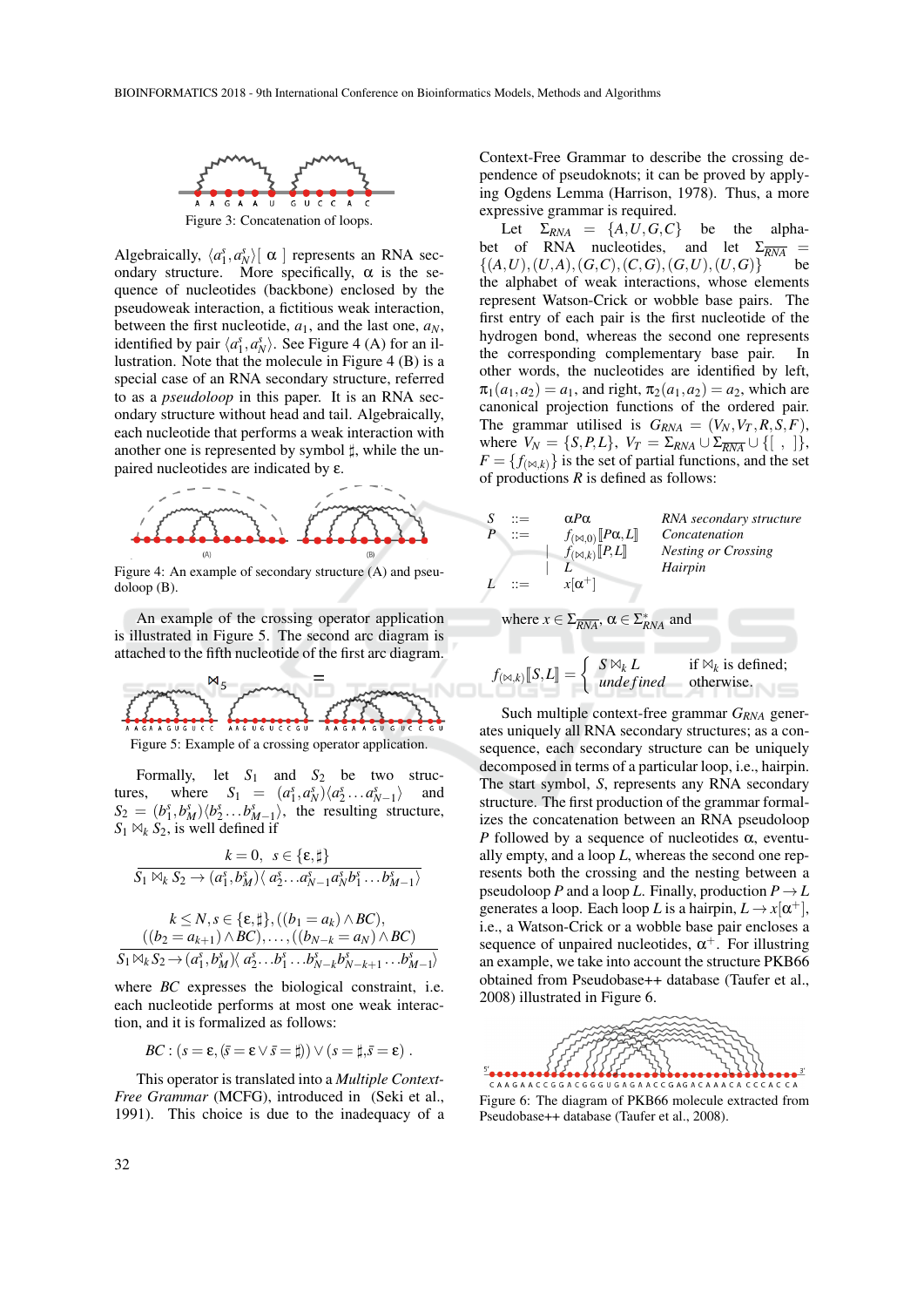Figure 3: Concatenation of loops.

Algebraically, $\langle a_1^s, a_N^s \rangle[\ \alpha\ ]$ represents an RNA secondary structure. More specifically, $\alpha$ is the sequence of nucleotides (backbone) enclosed by the pseudoweak interaction, a fictitious weak interaction, between the first nucleotide, $a_1$, and the last one, $a_N$, identified by pair $\langle a_1^s, a_N^s \rangle$. See Figure 4 (A) for an illustration. Note that the molecule in Figure 4 (B) is a special case of an RNA secondary structure, referred to as a *pseudoloop* in this paper. It is an RNA secondary structure without head and tail. Algebraically, each nucleotide that performs a weak interaction with another one is represented by symbol $\sharp$, while the unpaired nucleotides are indicated by $\varepsilon$.

Figure 4: An example of secondary structure (A) and pseudoloop (B).

An example of the crossing operator application is illustrated in Figure 5. The second arc diagram is attached to the fifth nucleotide of the first arc diagram.

Figure 5: Example of a crossing operator application.

Formally, let $S_1$ and $S_2$ be two structures, where $S_1 = (a_1^s, a_N^s)\langle a_2^s \ldots a_{N-1}^s \rangle$ and $S_2 = (b_1^s, b_M^s)\langle b_2^s \ldots b_{M-1}^s \rangle$, the resulting structure, $S_1 \bowtie_k S_2$, is well defined if

$$\frac{k = 0, \quad s \in \{\varepsilon, \sharp\}}{S_1 \bowtie_k S_2 \rightarrow (a_1^s, b_M^s)\langle\, a_2^s \ldots a_{N-1}^s a_N^s b_1^s \ldots b_{M-1}^s \rangle}$$

$$\frac{k \leq N, s \in \{\varepsilon, \sharp\}, ((b_1 = a_k) \wedge BC), \\ ((b_2 = a_{k+1}) \wedge BC), \ldots, ((b_{N-k} = a_N) \wedge BC)}{S_1 \bowtie_k S_2 \rightarrow (a_1^s, b_M^s)\langle\, a_2^s \ldots b_1^s \ldots b_{N-k}^s b_{N-k+1}^s \ldots b_{M-1}^s \rangle}$$

where $BC$ expresses the biological constraint, i.e. each nucleotide performs at most one weak interaction, and it is formalized as follows:

$$BC : (s = \varepsilon, (\bar{s} = \varepsilon \vee \bar{s} = \sharp)) \vee (s = \sharp, \bar{s} = \varepsilon)\ .$$

This operator is translated into a *Multiple Context-Free Grammar* (MCFG), introduced in (Seki et al., 1991). This choice is due to the inadequacy of a Context-Free Grammar to describe the crossing dependence of pseudoknots; it can be proved by applying Ogdens Lemma (Harrison, 1978). Thus, a more expressive grammar is required.

Let $\Sigma_{RNA} = \{A, U, G, C\}$ be the alphabet of RNA nucleotides, and let $\Sigma_{\overline{RNA}} = \{(A,U), (U,A), (G,C), (C,G), (G,U), (U,G)\}$ be the alphabet of weak interactions, whose elements represent Watson-Crick or wobble base pairs. The first entry of each pair is the first nucleotide of the hydrogen bond, whereas the second one represents the corresponding complementary base pair. In other words, the nucleotides are identified by left, $\pi_1(a_1, a_2) = a_1$, and right, $\pi_2(a_1, a_2) = a_2$, which are canonical projection functions of the ordered pair. The grammar utilised is $G_{RNA} = (V_N, V_T, R, S, F)$, where $V_N = \{S, P, L\}$, $V_T = \Sigma_{RNA} \cup \Sigma_{\overline{RNA}} \cup \{[\ ,\ ]\}$, $F = \{f_{(\bowtie,k)}\}$ is the set of partial functions, and the set of productions $R$ is defined as follows:

| | | | |
|---|---|---|---|
| $S$ | $::=$ | $\alpha P \alpha$ | *RNA secondary structure* |
| $P$ | $::=$ | $f_{(\bowtie,0)}[\![P\alpha, L]\!]$ | *Concatenation* |
| | $\mid$ | $f_{(\bowtie,k)}[\![P, L]\!]$ | *Nesting or Crossing* |
| | $\mid$ | $L$ | *Hairpin* |
| $L$ | $::=$ | $x[\alpha^+]$ | |

where $x \in \Sigma_{\overline{RNA}}$, $\alpha \in \Sigma_{RNA}^*$ and

$$f_{(\bowtie,k)}[\![S, L]\!] = \begin{cases} S \bowtie_k L & \text{if } \bowtie_k \text{ is defined;} \\ \mathit{undefined} & \text{otherwise.} \end{cases}$$

Such multiple context-free grammar $G_{RNA}$ generates uniquely all RNA secondary structures; as a consequence, each secondary structure can be uniquely decomposed in terms of a particular loop, i.e., hairpin. The start symbol, $S$, represents any RNA secondary structure. The first production of the grammar formalizes the concatenation between an RNA pseudoloop $P$ followed by a sequence of nucleotides $\alpha$, eventually empty, and a loop $L$, whereas the second one represents both the crossing and the nesting between a pseudoloop $P$ and a loop $L$. Finally, production $P \rightarrow L$ generates a loop. Each loop $L$ is a hairpin, $L \rightarrow x[\alpha^+]$, i.e., a Watson-Crick or a wobble base pair encloses a sequence of unpaired nucleotides, $\alpha^+$. For illustrating an example, we take into account the structure PKB66 obtained from Pseudobase++ database (Taufer et al., 2008) illustrated in Figure 6.

Figure 6: The diagram of PKB66 molecule extracted from Pseudobase++ database (Taufer et al., 2008).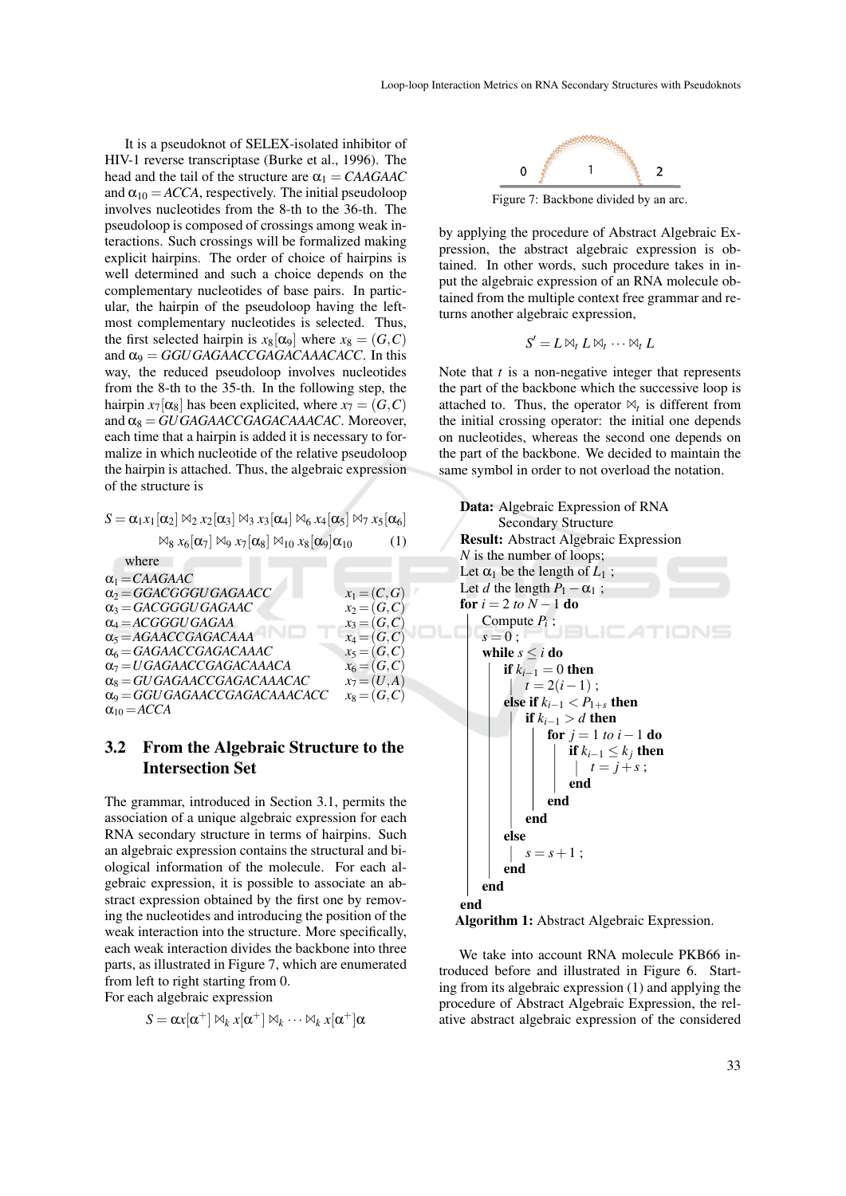It is a pseudoknot of SELEX-isolated inhibitor of HIV-1 reverse transcriptase (Burke et al., 1996). The head and the tail of the structure are $\alpha_1 = CAAGAAC$ and $\alpha_{10} = ACCA$, respectively. The initial pseudoloop involves nucleotides from the 8-th to the 36-th. The pseudoloop is composed of crossings among weak interactions. Such crossings will be formalized making explicit hairpins. The order of choice of hairpins is well determined and such a choice depends on the complementary nucleotides of base pairs. In particular, the hairpin of the pseudoloop having the leftmost complementary nucleotides is selected. Thus, the first selected hairpin is $x_8[\alpha_9]$ where $x_8 = (G,C)$ and $\alpha_9 = GGUGAGAACCGAGACAAACACC$. In this way, the reduced pseudoloop involves nucleotides from the 8-th to the 35-th. In the following step, the hairpin $x_7[\alpha_8]$ has been explicited, where $x_7 = (G,C)$ and $\alpha_8 = GUGAGAACCGAGACAAACAC$. Moreover, each time that a hairpin is added it is necessary to formalize in which nucleotide of the relative pseudoloop the hairpin is attached. Thus, the algebraic expression of the structure is

$$S = \alpha_1 x_1[\alpha_2] \bowtie_2 x_2[\alpha_3] \bowtie_3 x_3[\alpha_4] \bowtie_6 x_4[\alpha_5] \bowtie_7 x_5[\alpha_6] \bowtie_8 x_6[\alpha_7] \bowtie_9 x_7[\alpha_8] \bowtie_{10} x_8[\alpha_9]\alpha_{10} \quad (1)$$

where

$\alpha_1 = CAAGAAC$
$\alpha_2 = GGACGGGUGAGAACC$ $\quad x_1 = (C,G)$
$\alpha_3 = GACGGGUGAGAAC$ $\quad x_2 = (G,C)$
$\alpha_4 = ACGGGUGAGAA$ $\quad x_3 = (G,C)$
$\alpha_5 = AGAACCGAGACAAA$ $\quad x_4 = (G,C)$
$\alpha_6 = GAGAACCGAGACAAAC$ $\quad x_5 = (G,C)$
$\alpha_7 = UGAGAACCGAGACAAACA$ $\quad x_6 = (G,C)$
$\alpha_8 = GUGAGAACCGAGACAAACAC$ $\quad x_7 = (U,A)$
$\alpha_9 = GGUGAGAACCGAGACAAACACC$ $\quad x_8 = (G,C)$
$\alpha_{10} = ACCA$

### 3.2 From the Algebraic Structure to the Intersection Set

The grammar, introduced in Section 3.1, permits the association of a unique algebraic expression for each RNA secondary structure in terms of hairpins. Such an algebraic expression contains the structural and biological information of the molecule. For each algebraic expression, it is possible to associate an abstract expression obtained by the first one by removing the nucleotides and introducing the position of the weak interaction into the structure. More specifically, each weak interaction divides the backbone into three parts, as illustrated in Figure 7, which are enumerated from left to right starting from 0.
For each algebraic expression

$$S = \alpha x[\alpha^+] \bowtie_k x[\alpha^+] \bowtie_k \cdots \bowtie_k x[\alpha^+]\alpha$$

Figure 7: Backbone divided by an arc.

by applying the procedure of Abstract Algebraic Expression, the abstract algebraic expression is obtained. In other words, such procedure takes in input the algebraic expression of an RNA molecule obtained from the multiple context free grammar and returns another algebraic expression,

$$S' = L \bowtie_t L \bowtie_t \cdots \bowtie_t L$$

Note that $t$ is a non-negative integer that represents the part of the backbone which the successive loop is attached to. Thus, the operator $\bowtie_t$ is different from the initial crossing operator: the initial one depends on nucleotides, whereas the second one depends on the part of the backbone. We decided to maintain the same symbol in order to not overload the notation.

```
Data: Algebraic Expression of RNA
      Secondary Structure
Result: Abstract Algebraic Expression
N is the number of loops;
Let α1 be the length of L1 ;
Let d the length P1 − α1 ;
for i = 2 to N − 1 do
    Compute Pi ;
    s = 0 ;
    while s ≤ i do
        if k_{i−1} = 0 then
            t = 2(i − 1) ;
        else if k_{i−1} < P_{1+s} then
            if k_{i−1} > d then
                for j = 1 to i − 1 do
                    if k_{i−1} ≤ k_j then
                        t = j + s ;
                    end
                end
            end
        else
            s = s + 1 ;
        end
    end
end
```

**Algorithm 1:** Abstract Algebraic Expression.

We take into account RNA molecule PKB66 introduced before and illustrated in Figure 6. Starting from its algebraic expression (1) and applying the procedure of Abstract Algebraic Expression, the relative abstract algebraic expression of the considered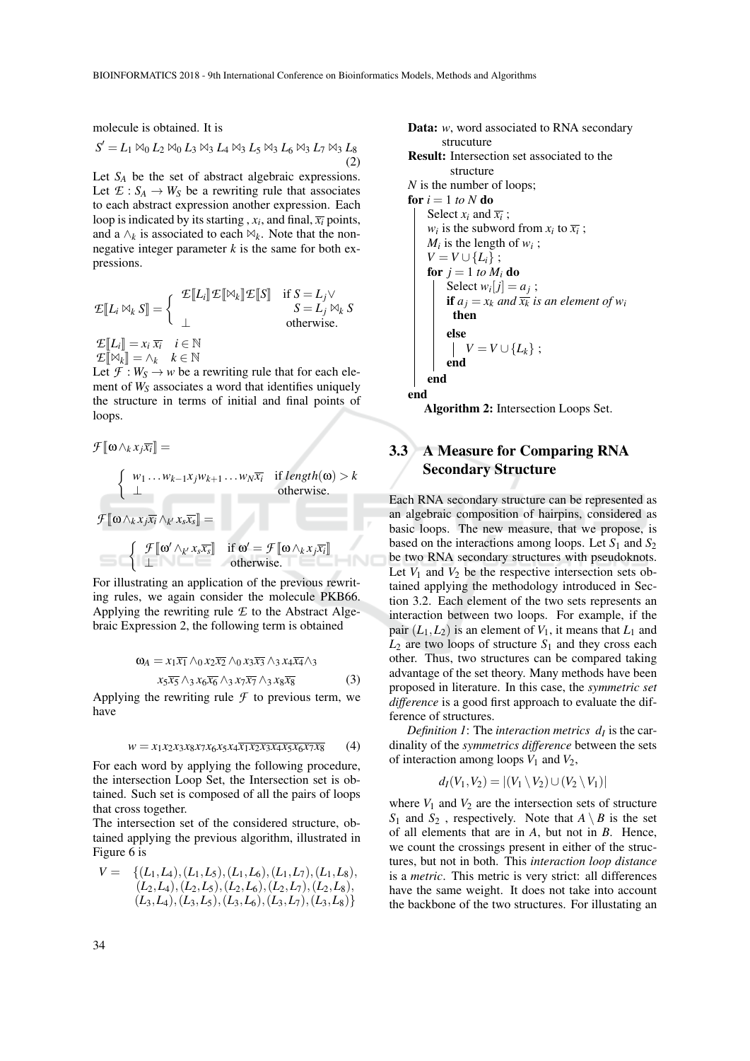molecule is obtained. It is

$$S' = L_1 \bowtie_0 L_2 \bowtie_0 L_3 \bowtie_3 L_4 \bowtie_3 L_5 \bowtie_3 L_6 \bowtie_3 L_7 \bowtie_3 L_8 \quad (2)$$

Let $S_A$ be the set of abstract algebraic expressions. Let $\mathcal{E} : S_A \rightarrow W_S$ be a rewriting rule that associates to each abstract expression another expression. Each loop is indicated by its starting , $x_i$, and final, $\overline{x_i}$ points, and a $\wedge_k$ is associated to each $\bowtie_k$. Note that the non-negative integer parameter $k$ is the same for both expressions.

$$\mathcal{E}[\![L_i \bowtie_k S]\!] = \begin{cases} \mathcal{E}[\![L_i]\!]\mathcal{E}[\![\bowtie_k]\!]\mathcal{E}[\![S]\!] & \text{if } S = L_j \vee \\ & \quad S = L_j \bowtie_k S \\ \bot & \text{otherwise.} \end{cases}$$

$\mathcal{E}[\![L_i]\!] = x_i\,\overline{x_i} \quad i \in \mathbb{N}$
$\mathcal{E}[\![\bowtie_k]\!] = \wedge_k \quad k \in \mathbb{N}$

Let $\mathcal{F} : W_S \rightarrow w$ be a rewriting rule that for each element of $W_S$ associates a word that identifies uniquely the structure in terms of initial and final points of loops.

$$\mathcal{F}[\![\omega \wedge_k x_j \overline{x_i}]\!] =$$

$$\begin{cases} w_1 \ldots w_{k-1} x_j w_{k+1} \ldots w_N \overline{x_i} & \text{if } length(\omega) > k \\ \bot & \text{otherwise.} \end{cases}$$

$$\mathcal{F}[\![\omega \wedge_k x_j \overline{x_i} \wedge_{k'} x_s \overline{x_s}]\!] =$$

$$\begin{cases} \mathcal{F}[\![\omega' \wedge_{k'} x_s \overline{x_s}]\!] & \text{if } \omega' = \mathcal{F}[\![\omega \wedge_k x_j \overline{x_i}]\!] \\ \bot & \text{otherwise.} \end{cases}$$

For illustrating an application of the previous rewriting rules, we again consider the molecule PKB66. Applying the rewriting rule $\mathcal{E}$ to the Abstract Algebraic Expression 2, the following term is obtained

$$\omega_A = x_1\overline{x_1} \wedge_0 x_2\overline{x_2} \wedge_0 x_3\overline{x_3} \wedge_3 x_4\overline{x_4} \wedge_3 x_5\overline{x_5} \wedge_3 x_6\overline{x_6} \wedge_3 x_7\overline{x_7} \wedge_3 x_8\overline{x_8} \quad (3)$$

Applying the rewriting rule $\mathcal{F}$ to previous term, we have

$$w = x_1x_2x_3x_8x_7x_6x_5x_4\overline{x_1}\,\overline{x_2}\,\overline{x_3}\,\overline{x_4}\,\overline{x_5}\,\overline{x_6}\,\overline{x_7}\,\overline{x_8} \quad (4)$$

For each word by applying the following procedure, the intersection Loop Set, the Intersection set is obtained. Such set is composed of all the pairs of loops that cross together.

The intersection set of the considered structure, obtained applying the previous algorithm, illustrated in Figure 6 is

$$\begin{aligned} V = \quad & \{(L_1,L_4),(L_1,L_5),(L_1,L_6),(L_1,L_7),(L_1,L_8), \\ & (L_2,L_4),(L_2,L_5),(L_2,L_6),(L_2,L_7),(L_2,L_8), \\ & (L_3,L_4),(L_3,L_5),(L_3,L_6),(L_3,L_7),(L_3,L_8)\} \end{aligned}$$

```
Data: w, word associated to RNA secondary strucuture
Result: Intersection set associated to the structure
N is the number of loops;
for i = 1 to N do
    Select x_i and x̄_i ;
    w_i is the subword from x_i to x̄_i ;
    M_i is the length of w_i ;
    V = V ∪ {L_i} ;
    for j = 1 to M_i do
        Select w_i[j] = a_j ;
        if a_j = x_k and x̄_k is an element of w_i then
        else
            V = V ∪ {L_k} ;
        end
    end
end
```

**Algorithm 2:** Intersection Loops Set.

## 3.3 A Measure for Comparing RNA Secondary Structure

Each RNA secondary structure can be represented as an algebraic composition of hairpins, considered as basic loops. The new measure, that we propose, is based on the interactions among loops. Let $S_1$ and $S_2$ be two RNA secondary structures with pseudoknots. Let $V_1$ and $V_2$ be the respective intersection sets obtained applying the methodology introduced in Section 3.2. Each element of the two sets represents an interaction between two loops. For example, if the pair $(L_1, L_2)$ is an element of $V_1$, it means that $L_1$ and $L_2$ are two loops of structure $S_1$ and they cross each other. Thus, two structures can be compared taking advantage of the set theory. Many methods have been proposed in literature. In this case, the *symmetric set difference* is a good first approach to evaluate the difference of structures.

*Definition 1*: The *interaction metrics* $d_I$ is the cardinality of the *symmetrics difference* between the sets of interaction among loops $V_1$ and $V_2$,

$$d_I(V_1, V_2) = |(V_1 \setminus V_2) \cup (V_2 \setminus V_1)|$$

where $V_1$ and $V_2$ are the intersection sets of structure $S_1$ and $S_2$ , respectively. Note that $A \setminus B$ is the set of all elements that are in $A$, but not in $B$. Hence, we count the crossings present in either of the structures, but not in both. This *interaction loop distance* is a *metric*. This metric is very strict: all differences have the same weight. It does not take into account the backbone of the two structures. For illustating an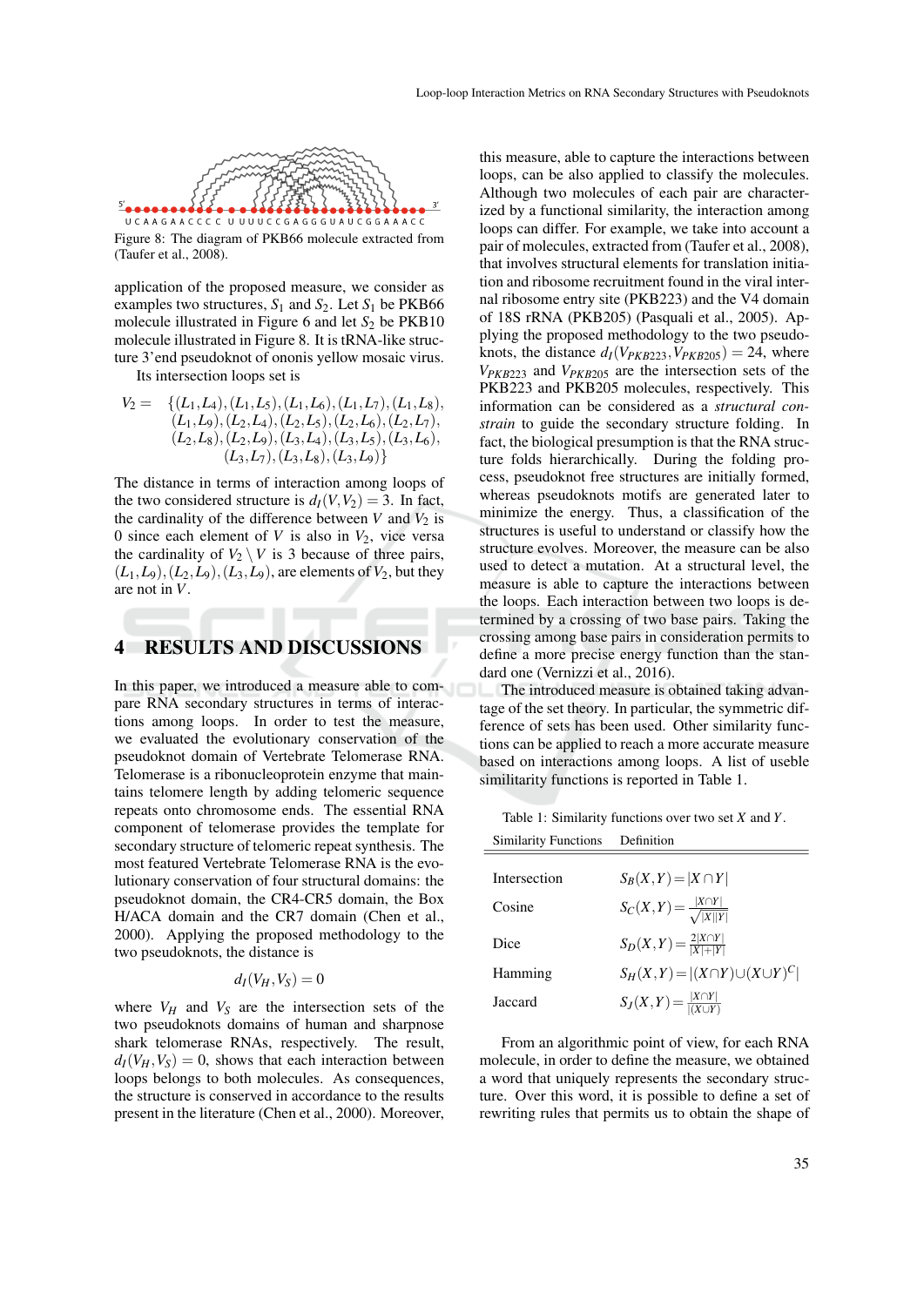Figure 8: The diagram of PKB66 molecule extracted from (Taufer et al., 2008).

application of the proposed measure, we consider as examples two structures, $S_1$ and $S_2$. Let $S_1$ be PKB66 molecule illustrated in Figure 6 and let $S_2$ be PKB10 molecule illustrated in Figure 8. It is tRNA-like structure 3'end pseudoknot of ononis yellow mosaic virus.

Its intersection loops set is

$$V_2 = \{(L_1,L_4),(L_1,L_5),(L_1,L_6),(L_1,L_7),(L_1,L_8),(L_1,L_9),(L_2,L_4),(L_2,L_5),(L_2,L_6),(L_2,L_7),(L_2,L_8),(L_2,L_9),(L_3,L_4),(L_3,L_5),(L_3,L_6),(L_3,L_7),(L_3,L_8),(L_3,L_9)\}$$

The distance in terms of interaction among loops of the two considered structure is $d_I(V,V_2) = 3$. In fact, the cardinality of the difference between $V$ and $V_2$ is 0 since each element of $V$ is also in $V_2$, vice versa the cardinality of $V_2 \setminus V$ is 3 because of three pairs, $(L_1,L_9),(L_2,L_9),(L_3,L_9)$, are elements of $V_2$, but they are not in $V$.

# 4 RESULTS AND DISCUSSIONS

In this paper, we introduced a measure able to compare RNA secondary structures in terms of interactions among loops. In order to test the measure, we evaluated the evolutionary conservation of the pseudoknot domain of Vertebrate Telomerase RNA. Telomerase is a ribonucleoprotein enzyme that maintains telomere length by adding telomeric sequence repeats onto chromosome ends. The essential RNA component of telomerase provides the template for secondary structure of telomeric repeat synthesis. The most featured Vertebrate Telomerase RNA is the evolutionary conservation of four structural domains: the pseudoknot domain, the CR4-CR5 domain, the Box H/ACA domain and the CR7 domain (Chen et al., 2000). Applying the proposed methodology to the two pseudoknots, the distance is

$$d_I(V_H,V_S) = 0$$

where $V_H$ and $V_S$ are the intersection sets of the two pseudoknots domains of human and sharpnose shark telomerase RNAs, respectively. The result, $d_I(V_H,V_S) = 0$, shows that each interaction between loops belongs to both molecules. As consequences, the structure is conserved in accordance to the results present in the literature (Chen et al., 2000). Moreover, this measure, able to capture the interactions between loops, can be also applied to classify the molecules. Although two molecules of each pair are characterized by a functional similarity, the interaction among loops can differ. For example, we take into account a pair of molecules, extracted from (Taufer et al., 2008), that involves structural elements for translation initiation and ribosome recruitment found in the viral internal ribosome entry site (PKB223) and the V4 domain of 18S rRNA (PKB205) (Pasquali et al., 2005). Applying the proposed methodology to the two pseudoknots, the distance $d_I(V_{PKB223},V_{PKB205}) = 24$, where $V_{PKB223}$ and $V_{PKB205}$ are the intersection sets of the PKB223 and PKB205 molecules, respectively. This information can be considered as a *structural constrain* to guide the secondary structure folding. In fact, the biological presumption is that the RNA structure folds hierarchically. During the folding process, pseudoknot free structures are initially formed, whereas pseudoknots motifs are generated later to minimize the energy. Thus, a classification of the structures is useful to understand or classify how the structure evolves. Moreover, the measure can be also used to detect a mutation. At a structural level, the measure is able to capture the interactions between the loops. Each interaction between two loops is determined by a crossing of two base pairs. Taking the crossing among base pairs in consideration permits to define a more precise energy function than the standard one (Vernizzi et al., 2016).

The introduced measure is obtained taking advantage of the set theory. In particular, the symmetric difference of sets has been used. Other similarity functions can be applied to reach a more accurate measure based on interactions among loops. A list of useble similatity functions is reported in Table 1.

Table 1: Similarity functions over two set $X$ and $Y$.

| Similarity Functions | Definition |
|---|---|
| Intersection | $S_B(X,Y) = \|X \cap Y\|$ |
| Cosine | $S_C(X,Y) = \frac{\|X \cap Y\|}{\sqrt{\|X\|\|Y\|}}$ |
| Dice | $S_D(X,Y) = \frac{2\|X \cap Y\|}{\|X\|+\|Y\|}$ |
| Hamming | $S_H(X,Y) = \|(X \cap Y) \cup (X \cup Y)^C\|$ |
| Jaccard | $S_J(X,Y) = \frac{\|X \cap Y\|}{\|(X \cup Y)\|}$ |

From an algorithmic point of view, for each RNA molecule, in order to define the measure, we obtained a word that uniquely represents the secondary structure. Over this word, it is possible to define a set of rewriting rules that permits us to obtain the shape of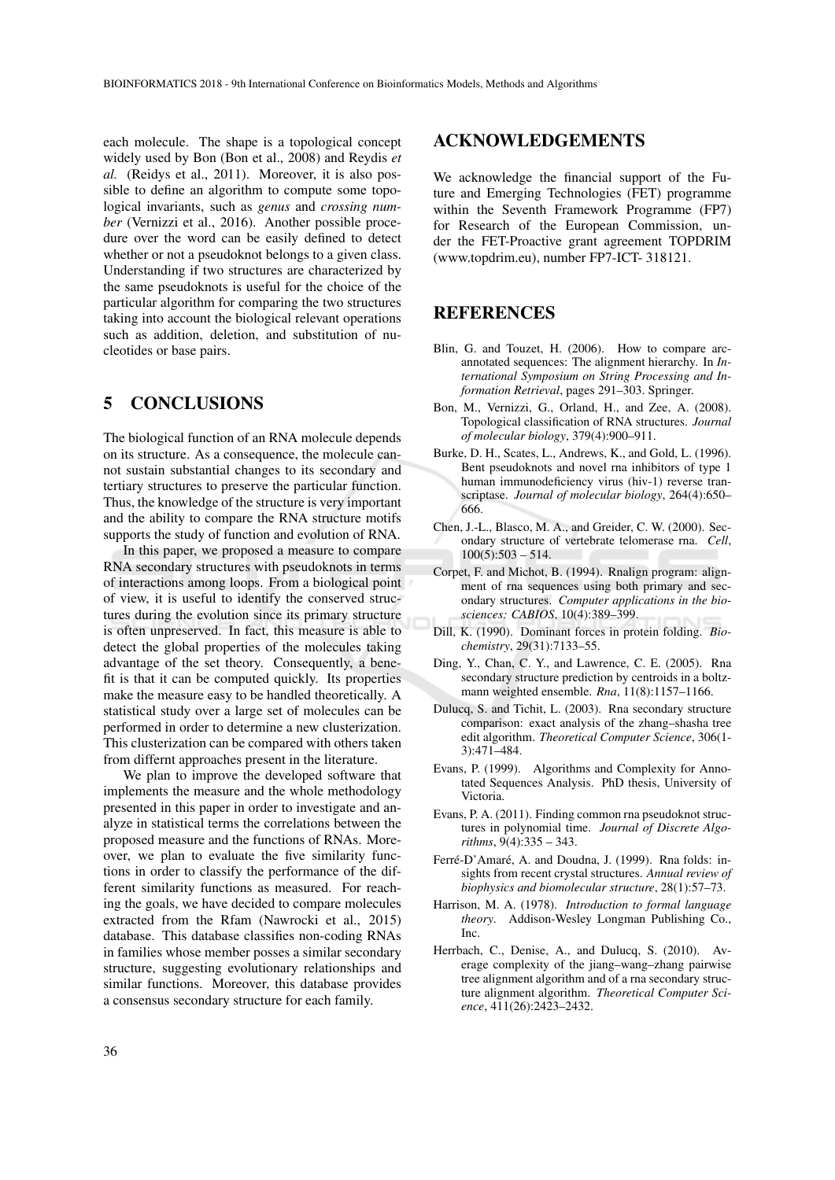each molecule. The shape is a topological concept widely used by Bon (Bon et al., 2008) and Reydis *et al.* (Reidys et al., 2011). Moreover, it is also possible to define an algorithm to compute some topological invariants, such as *genus* and *crossing number* (Vernizzi et al., 2016). Another possible procedure over the word can be easily defined to detect whether or not a pseudoknot belongs to a given class. Understanding if two structures are characterized by the same pseudoknots is useful for the choice of the particular algorithm for comparing the two structures taking into account the biological relevant operations such as addition, deletion, and substitution of nucleotides or base pairs.

# 5 CONCLUSIONS

The biological function of an RNA molecule depends on its structure. As a consequence, the molecule cannot sustain substantial changes to its secondary and tertiary structures to preserve the particular function. Thus, the knowledge of the structure is very important and the ability to compare the RNA structure motifs supports the study of function and evolution of RNA.

In this paper, we proposed a measure to compare RNA secondary structures with pseudoknots in terms of interactions among loops. From a biological point of view, it is useful to identify the conserved structures during the evolution since its primary structure is often unpreserved. In fact, this measure is able to detect the global properties of the molecules taking advantage of the set theory. Consequently, a benefit is that it can be computed quickly. Its properties make the measure easy to be handled theoretically. A statistical study over a large set of molecules can be performed in order to determine a new clusterization. This clusterization can be compared with others taken from differnt approaches present in the literature.

We plan to improve the developed software that implements the measure and the whole methodology presented in this paper in order to investigate and analyze in statistical terms the correlations between the proposed measure and the functions of RNAs. Moreover, we plan to evaluate the five similarity functions in order to classify the performance of the different similarity functions as measured. For reaching the goals, we have decided to compare molecules extracted from the Rfam (Nawrocki et al., 2015) database. This database classifies non-coding RNAs in families whose member posses a similar secondary structure, suggesting evolutionary relationships and similar functions. Moreover, this database provides a consensus secondary structure for each family.

# ACKNOWLEDGEMENTS

We acknowledge the financial support of the Future and Emerging Technologies (FET) programme within the Seventh Framework Programme (FP7) for Research of the European Commission, under the FET-Proactive grant agreement TOPDRIM (www.topdrim.eu), number FP7-ICT- 318121.

# REFERENCES

Blin, G. and Touzet, H. (2006). How to compare arc-annotated sequences: The alignment hierarchy. In *International Symposium on String Processing and Information Retrieval*, pages 291–303. Springer.

Bon, M., Vernizzi, G., Orland, H., and Zee, A. (2008). Topological classification of RNA structures. *Journal of molecular biology*, 379(4):900–911.

Burke, D. H., Scates, L., Andrews, K., and Gold, L. (1996). Bent pseudoknots and novel rna inhibitors of type 1 human immunodeficiency virus (hiv-1) reverse transcriptase. *Journal of molecular biology*, 264(4):650–666.

Chen, J.-L., Blasco, M. A., and Greider, C. W. (2000). Secondary structure of vertebrate telomerase rna. *Cell*, 100(5):503 – 514.

Corpet, F. and Michot, B. (1994). Rnalign program: alignment of rna sequences using both primary and secondary structures. *Computer applications in the biosciences: CABIOS*, 10(4):389–399.

Dill, K. (1990). Dominant forces in protein folding. *Biochemistry*, 29(31):7133–55.

Ding, Y., Chan, C. Y., and Lawrence, C. E. (2005). Rna secondary structure prediction by centroids in a boltzmann weighted ensemble. *Rna*, 11(8):1157–1166.

Dulucq, S. and Tichit, L. (2003). Rna secondary structure comparison: exact analysis of the zhang–shasha tree edit algorithm. *Theoretical Computer Science*, 306(1-3):471–484.

Evans, P. (1999). Algorithms and Complexity for Annotated Sequences Analysis. PhD thesis, University of Victoria.

Evans, P. A. (2011). Finding common rna pseudoknot structures in polynomial time. *Journal of Discrete Algorithms*, 9(4):335 – 343.

Ferré-D'Amaré, A. and Doudna, J. (1999). Rna folds: insights from recent crystal structures. *Annual review of biophysics and biomolecular structure*, 28(1):57–73.

Harrison, M. A. (1978). *Introduction to formal language theory*. Addison-Wesley Longman Publishing Co., Inc.

Herrbach, C., Denise, A., and Dulucq, S. (2010). Average complexity of the jiang–wang–zhang pairwise tree alignment algorithm and of a rna secondary structure alignment algorithm. *Theoretical Computer Science*, 411(26):2423–2432.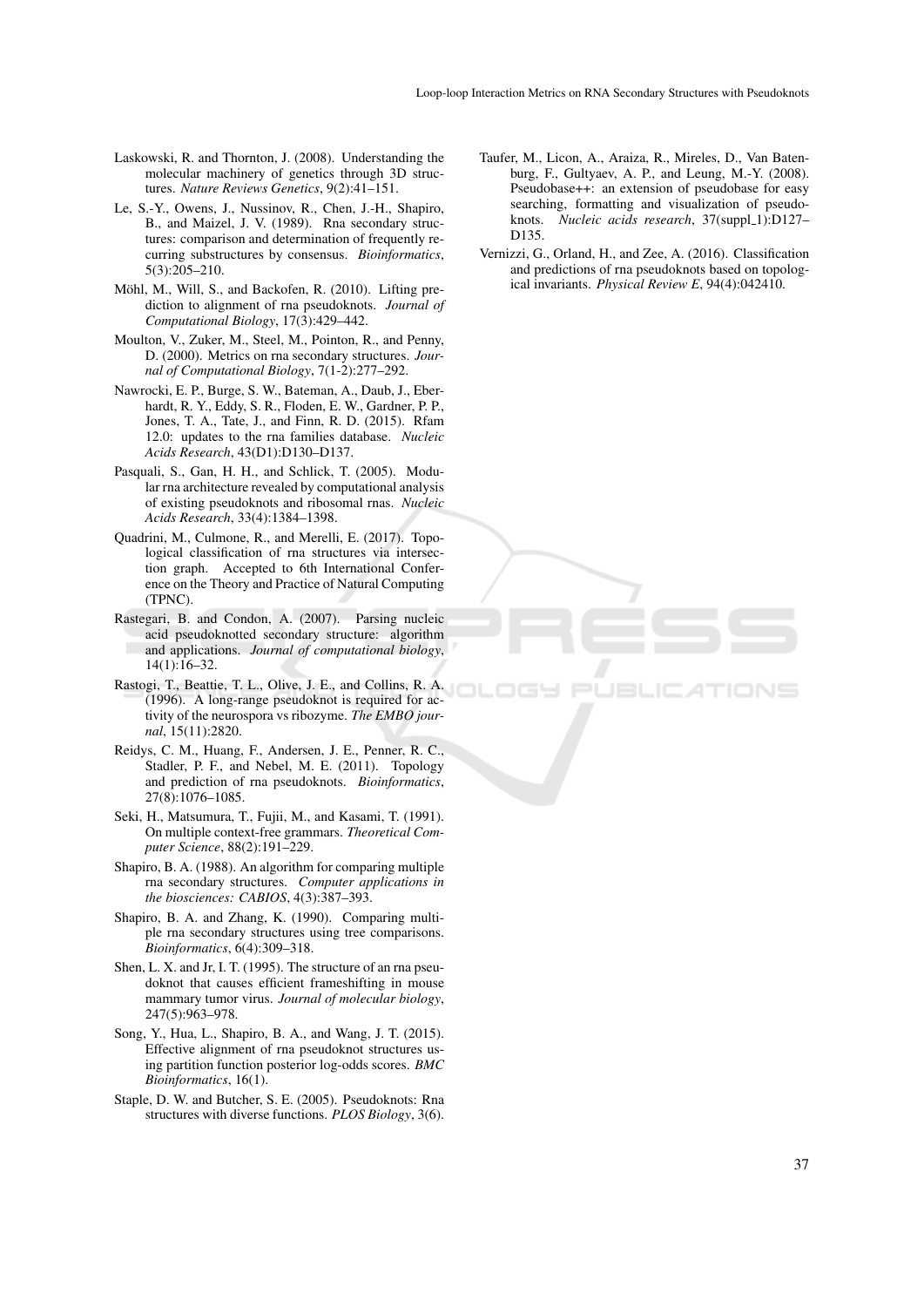Laskowski, R. and Thornton, J. (2008). Understanding the molecular machinery of genetics through 3D structures. *Nature Reviews Genetics*, 9(2):41–151.

Le, S.-Y., Owens, J., Nussinov, R., Chen, J.-H., Shapiro, B., and Maizel, J. V. (1989). Rna secondary structures: comparison and determination of frequently recurring substructures by consensus. *Bioinformatics*, 5(3):205–210.

Möhl, M., Will, S., and Backofen, R. (2010). Lifting prediction to alignment of rna pseudoknots. *Journal of Computational Biology*, 17(3):429–442.

Moulton, V., Zuker, M., Steel, M., Pointon, R., and Penny, D. (2000). Metrics on rna secondary structures. *Journal of Computational Biology*, 7(1-2):277–292.

Nawrocki, E. P., Burge, S. W., Bateman, A., Daub, J., Eberhardt, R. Y., Eddy, S. R., Floden, E. W., Gardner, P. P., Jones, T. A., Tate, J., and Finn, R. D. (2015). Rfam 12.0: updates to the rna families database. *Nucleic Acids Research*, 43(D1):D130–D137.

Pasquali, S., Gan, H. H., and Schlick, T. (2005). Modular rna architecture revealed by computational analysis of existing pseudoknots and ribosomal rnas. *Nucleic Acids Research*, 33(4):1384–1398.

Quadrini, M., Culmone, R., and Merelli, E. (2017). Topological classification of rna structures via intersection graph. Accepted to 6th International Conference on the Theory and Practice of Natural Computing (TPNC).

Rastegari, B. and Condon, A. (2007). Parsing nucleic acid pseudoknotted secondary structure: algorithm and applications. *Journal of computational biology*, 14(1):16–32.

Rastogi, T., Beattie, T. L., Olive, J. E., and Collins, R. A. (1996). A long-range pseudoknot is required for activity of the neurospora vs ribozyme. *The EMBO journal*, 15(11):2820.

Reidys, C. M., Huang, F., Andersen, J. E., Penner, R. C., Stadler, P. F., and Nebel, M. E. (2011). Topology and prediction of rna pseudoknots. *Bioinformatics*, 27(8):1076–1085.

Seki, H., Matsumura, T., Fujii, M., and Kasami, T. (1991). On multiple context-free grammars. *Theoretical Computer Science*, 88(2):191–229.

Shapiro, B. A. (1988). An algorithm for comparing multiple rna secondary structures. *Computer applications in the biosciences: CABIOS*, 4(3):387–393.

Shapiro, B. A. and Zhang, K. (1990). Comparing multiple rna secondary structures using tree comparisons. *Bioinformatics*, 6(4):309–318.

Shen, L. X. and Jr, I. T. (1995). The structure of an rna pseudoknot that causes efficient frameshifting in mouse mammary tumor virus. *Journal of molecular biology*, 247(5):963–978.

Song, Y., Hua, L., Shapiro, B. A., and Wang, J. T. (2015). Effective alignment of rna pseudoknot structures using partition function posterior log-odds scores. *BMC Bioinformatics*, 16(1).

Staple, D. W. and Butcher, S. E. (2005). Pseudoknots: Rna structures with diverse functions. *PLOS Biology*, 3(6).

Taufer, M., Licon, A., Araiza, R., Mireles, D., Van Batenburg, F., Gultyaev, A. P., and Leung, M.-Y. (2008). Pseudobase++: an extension of pseudobase for easy searching, formatting and visualization of pseudoknots. *Nucleic acids research*, 37(suppl_1):D127–D135.

Vernizzi, G., Orland, H., and Zee, A. (2016). Classification and predictions of rna pseudoknots based on topological invariants. *Physical Review E*, 94(4):042410.